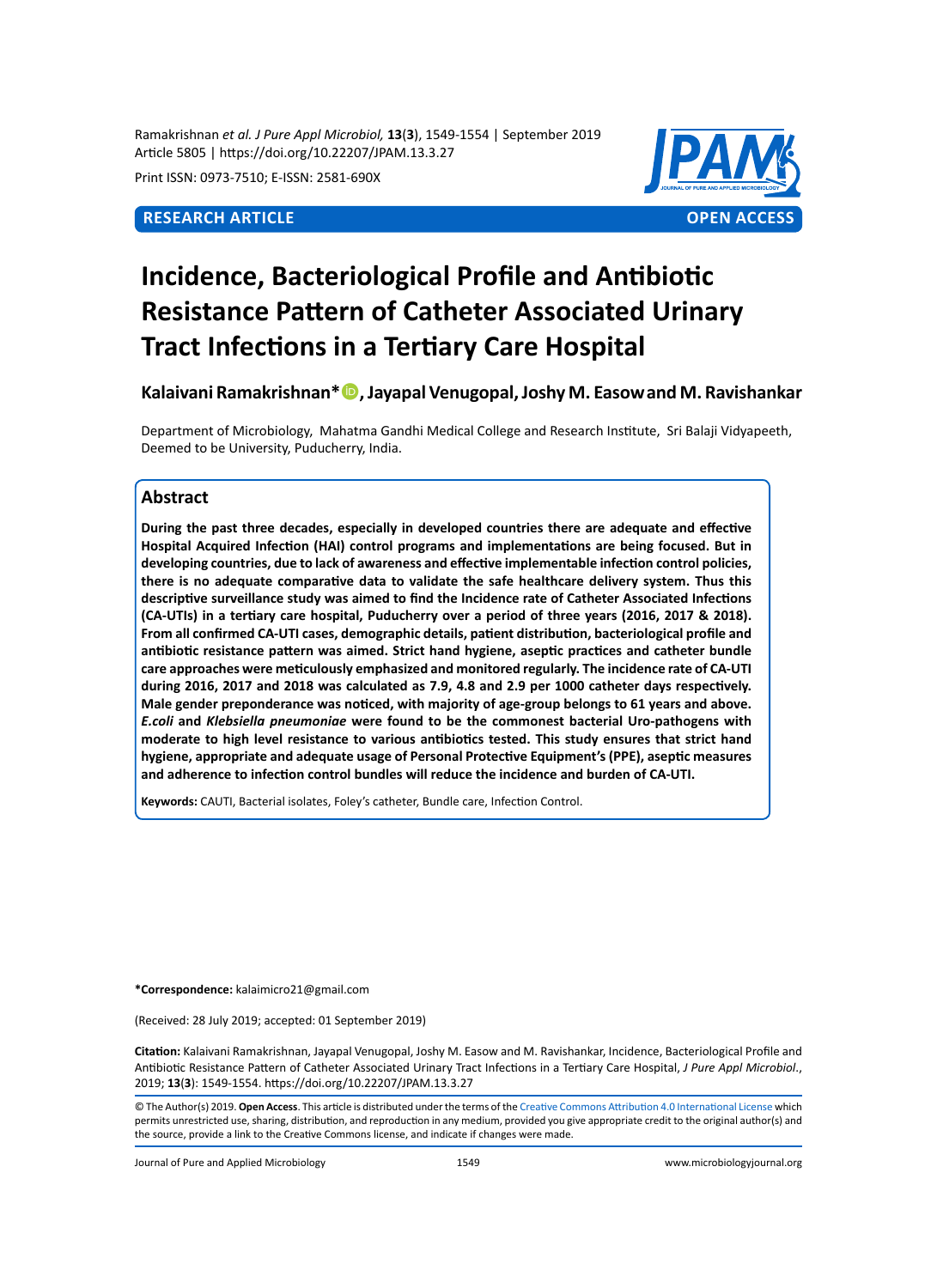**RESEARCH ARTICLE** **OPEN ACCESS**

# Incidence, Bacteriological Profile and Antibiotic Resistance Pattern of Catheter Associated Urinary Tract Infections in a Tertiary Care Hospital

**Kalaivani Ramakrishnan***, **Jayapal Venugopal, Joshy M. Easow and M. Ravishankar**

Department of Microbiology, Mahatma Gandhi Medical College and Research Institute, Sri Balaji Vidyapeeth, Deemed to be University, Puducherry, India.

## Abstract

**During the past three decades, especially in developed countries there are adequate and effective Hospital Acquired Infection (HAI) control programs and implementations are being focused. But in developing countries, due to lack of awareness and effective implementable infection control policies, there is no adequate comparative data to validate the safe healthcare delivery system. Thus this descriptive surveillance study was aimed to find the Incidence rate of Catheter Associated Infections (CA-UTIs) in a tertiary care hospital, Puducherry over a period of three years (2016, 2017 & 2018). From all confirmed CA-UTI cases, demographic details, patient distribution, bacteriological profile and antibiotic resistance pattern was aimed. Strict hand hygiene, aseptic practices and catheter bundle care approaches were meticulously emphasized and monitored regularly. The incidence rate of CA-UTI during 2016, 2017 and 2018 was calculated as 7.9, 4.8 and 2.9 per 1000 catheter days respectively. Male gender preponderance was noticed, with majority of age-group belongs to 61 years and above. *E.coli* and *Klebsiella pneumoniae* were found to be the commonest bacterial Uro-pathogens with moderate to high level resistance to various antibiotics tested. This study ensures that strict hand hygiene, appropriate and adequate usage of Personal Protective Equipment's (PPE), aseptic measures and adherence to infection control bundles will reduce the incidence and burden of CA-UTI.**

**Keywords:** CAUTI, Bacterial isolates, Foley's catheter, Bundle care, Infection Control.

**\*Correspondence:** kalaimicro21@gmail.com

(Received: 28 July 2019; accepted: 01 September 2019)

**Citation:** Kalaivani Ramakrishnan, Jayapal Venugopal, Joshy M. Easow and M. Ravishankar, Incidence, Bacteriological Profile and Antibiotic Resistance Pattern of Catheter Associated Urinary Tract Infections in a Tertiary Care Hospital, *J Pure Appl Microbiol*., 2019; **13**(**3**): 1549-1554. https://doi.org/10.22207/JPAM.13.3.27

© The Author(s) 2019. **Open Access**. This article is distributed under the terms of the Creative Commons Attribution 4.0 International License which permits unrestricted use, sharing, distribution, and reproduction in any medium, provided you give appropriate credit to the original author(s) and the source, provide a link to the Creative Commons license, and indicate if changes were made.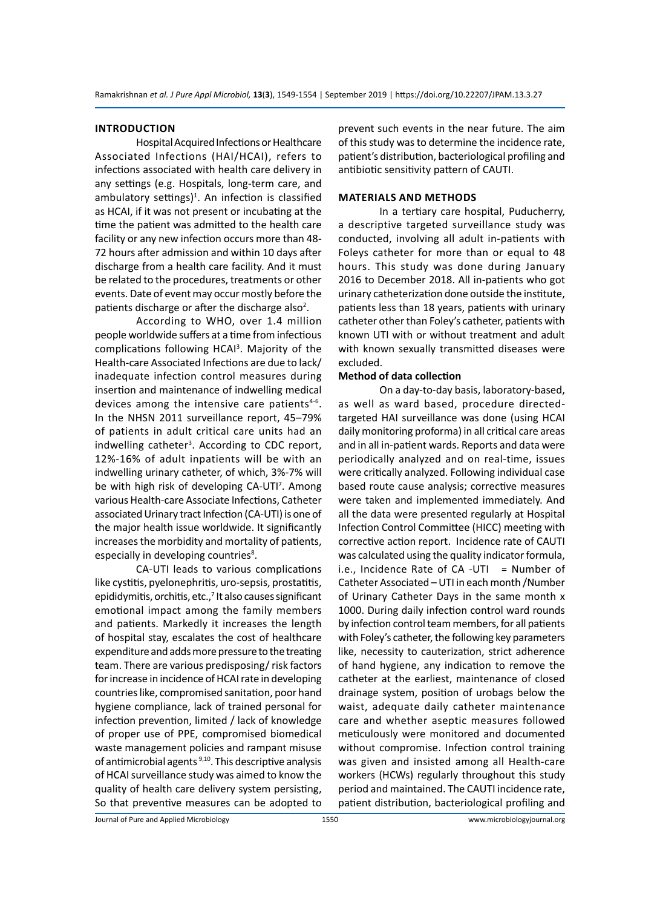## INTRODUCTION

Hospital Acquired Infections or Healthcare Associated Infections (HAI/HCAI), refers to infections associated with health care delivery in any settings (e.g. Hospitals, long-term care, and ambulatory settings)[1]. An infection is classified as HCAI, if it was not present or incubating at the time the patient was admitted to the health care facility or any new infection occurs more than 48-72 hours after admission and within 10 days after discharge from a health care facility. And it must be related to the procedures, treatments or other events. Date of event may occur mostly before the patients discharge or after the discharge also[2].

According to WHO, over 1.4 million people worldwide suffers at a time from infectious complications following HCAI[3]. Majority of the Health-care Associated Infections are due to lack/ inadequate infection control measures during insertion and maintenance of indwelling medical devices among the intensive care patients[4-6]. In the NHSN 2011 surveillance report, 45–79% of patients in adult critical care units had an indwelling catheter[3]. According to CDC report, 12%-16% of adult inpatients will be with an indwelling urinary catheter, of which, 3%-7% will be with high risk of developing CA-UTI[7]. Among various Health-care Associate Infections, Catheter associated Urinary tract Infection (CA-UTI) is one of the major health issue worldwide. It significantly increases the morbidity and mortality of patients, especially in developing countries[8].

CA-UTI leads to various complications like cystitis, pyelonephritis, uro-sepsis, prostatitis, epididymitis, orchitis, etc.,[7] It also causes significant emotional impact among the family members and patients. Markedly it increases the length of hospital stay, escalates the cost of healthcare expenditure and adds more pressure to the treating team. There are various predisposing/ risk factors for increase in incidence of HCAI rate in developing countries like, compromised sanitation, poor hand hygiene compliance, lack of trained personal for infection prevention, limited / lack of knowledge of proper use of PPE, compromised biomedical waste management policies and rampant misuse of antimicrobial agents [9,10]. This descriptive analysis of HCAI surveillance study was aimed to know the quality of health care delivery system persisting, So that preventive measures can be adopted to prevent such events in the near future. The aim of this study was to determine the incidence rate, patient's distribution, bacteriological profiling and antibiotic sensitivity pattern of CAUTI.

## MATERIALS AND METHODS

In a tertiary care hospital, Puducherry, a descriptive targeted surveillance study was conducted, involving all adult in-patients with Foleys catheter for more than or equal to 48 hours. This study was done during January 2016 to December 2018. All in-patients who got urinary catheterization done outside the institute, patients less than 18 years, patients with urinary catheter other than Foley's catheter, patients with known UTI with or without treatment and adult with known sexually transmitted diseases were excluded.

### Method of data collection

On a day-to-day basis, laboratory-based, as well as ward based, procedure directed-targeted HAI surveillance was done (using HCAI daily monitoring proforma) in all critical care areas and in all in-patient wards. Reports and data were periodically analyzed and on real-time, issues were critically analyzed. Following individual case based route cause analysis; corrective measures were taken and implemented immediately. And all the data were presented regularly at Hospital Infection Control Committee (HICC) meeting with corrective action report. Incidence rate of CAUTI was calculated using the quality indicator formula, i.e., Incidence Rate of CA -UTI = Number of Catheter Associated – UTI in each month /Number of Urinary Catheter Days in the same month x 1000. During daily infection control ward rounds by infection control team members, for all patients with Foley's catheter, the following key parameters like, necessity to cauterization, strict adherence of hand hygiene, any indication to remove the catheter at the earliest, maintenance of closed drainage system, position of urobags below the waist, adequate daily catheter maintenance care and whether aseptic measures followed meticulously were monitored and documented without compromise. Infection control training was given and insisted among all Health-care workers (HCWs) regularly throughout this study period and maintained. The CAUTI incidence rate, patient distribution, bacteriological profiling and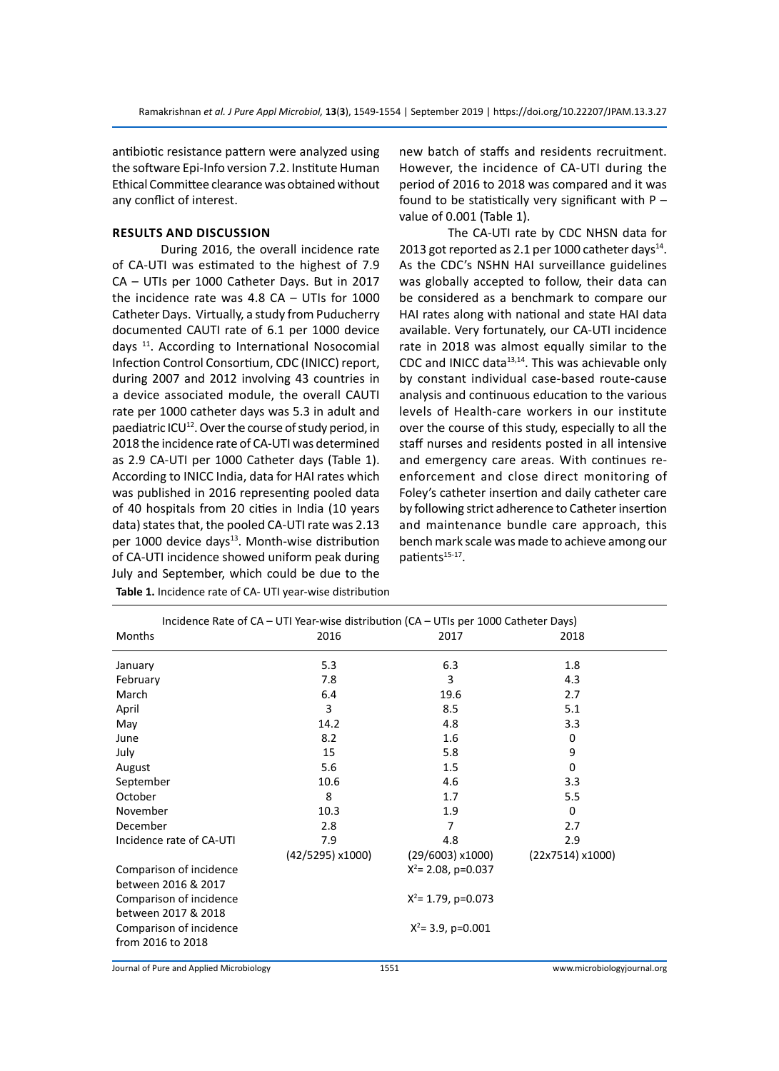antibiotic resistance pattern were analyzed using the software Epi-Info version 7.2. Institute Human Ethical Committee clearance was obtained without any conflict of interest.

## RESULTS AND DISCUSSION

During 2016, the overall incidence rate of CA-UTI was estimated to the highest of 7.9 CA – UTIs per 1000 Catheter Days. But in 2017 the incidence rate was 4.8 CA – UTIs for 1000 Catheter Days. Virtually, a study from Puducherry documented CAUTI rate of 6.1 per 1000 device days [11]. According to International Nosocomial Infection Control Consortium, CDC (INICC) report, during 2007 and 2012 involving 43 countries in a device associated module, the overall CAUTI rate per 1000 catheter days was 5.3 in adult and paediatric ICU[12]. Over the course of study period, in 2018 the incidence rate of CA-UTI was determined as 2.9 CA-UTI per 1000 Catheter days (Table 1). According to INICC India, data for HAI rates which was published in 2016 representing pooled data of 40 hospitals from 20 cities in India (10 years data) states that, the pooled CA-UTI rate was 2.13 per 1000 device days[13]. Month-wise distribution of CA-UTI incidence showed uniform peak during July and September, which could be due to the new batch of staffs and residents recruitment. However, the incidence of CA-UTI during the period of 2016 to 2018 was compared and it was found to be statistically very significant with P – value of 0.001 (Table 1).

The CA-UTI rate by CDC NHSN data for 2013 got reported as 2.1 per 1000 catheter days[14]. As the CDC's NSHN HAI surveillance guidelines was globally accepted to follow, their data can be considered as a benchmark to compare our HAI rates along with national and state HAI data available. Very fortunately, our CA-UTI incidence rate in 2018 was almost equally similar to the CDC and INICC data[13,14]. This was achievable only by constant individual case-based route-cause analysis and continuous education to the various levels of Health-care workers in our institute over the course of this study, especially to all the staff nurses and residents posted in all intensive and emergency care areas. With continues re-enforcement and close direct monitoring of Foley's catheter insertion and daily catheter care by following strict adherence to Catheter insertion and maintenance bundle care approach, this bench mark scale was made to achieve among our patients[15-17].

**Table 1.** Incidence rate of CA- UTI year-wise distribution

| Months | Incidence Rate of CA – UTI Year-wise distribution (CA – UTIs per 1000 Catheter Days) 2016 | 2017 | 2018 |
|---|---|---|---|
| January | 5.3 | 6.3 | 1.8 |
| February | 7.8 | 3 | 4.3 |
| March | 6.4 | 19.6 | 2.7 |
| April | 3 | 8.5 | 5.1 |
| May | 14.2 | 4.8 | 3.3 |
| June | 8.2 | 1.6 | 0 |
| July | 15 | 5.8 | 9 |
| August | 5.6 | 1.5 | 0 |
| September | 10.6 | 4.6 | 3.3 |
| October | 8 | 1.7 | 5.5 |
| November | 10.3 | 1.9 | 0 |
| December | 2.8 | 7 | 2.7 |
| Incidence rate of CA-UTI | 7.9 (42/5295) x1000) | 4.8 (29/6003) x1000) | 2.9 (22x7514) x1000) |
| Comparison of incidence between 2016 & 2017 | | $X^2$= 2.08, p=0.037 | |
| Comparison of incidence between 2017 & 2018 | | $X^2$= 1.79, p=0.073 | |
| Comparison of incidence from 2016 to 2018 | | $X^2$= 3.9, p=0.001 | |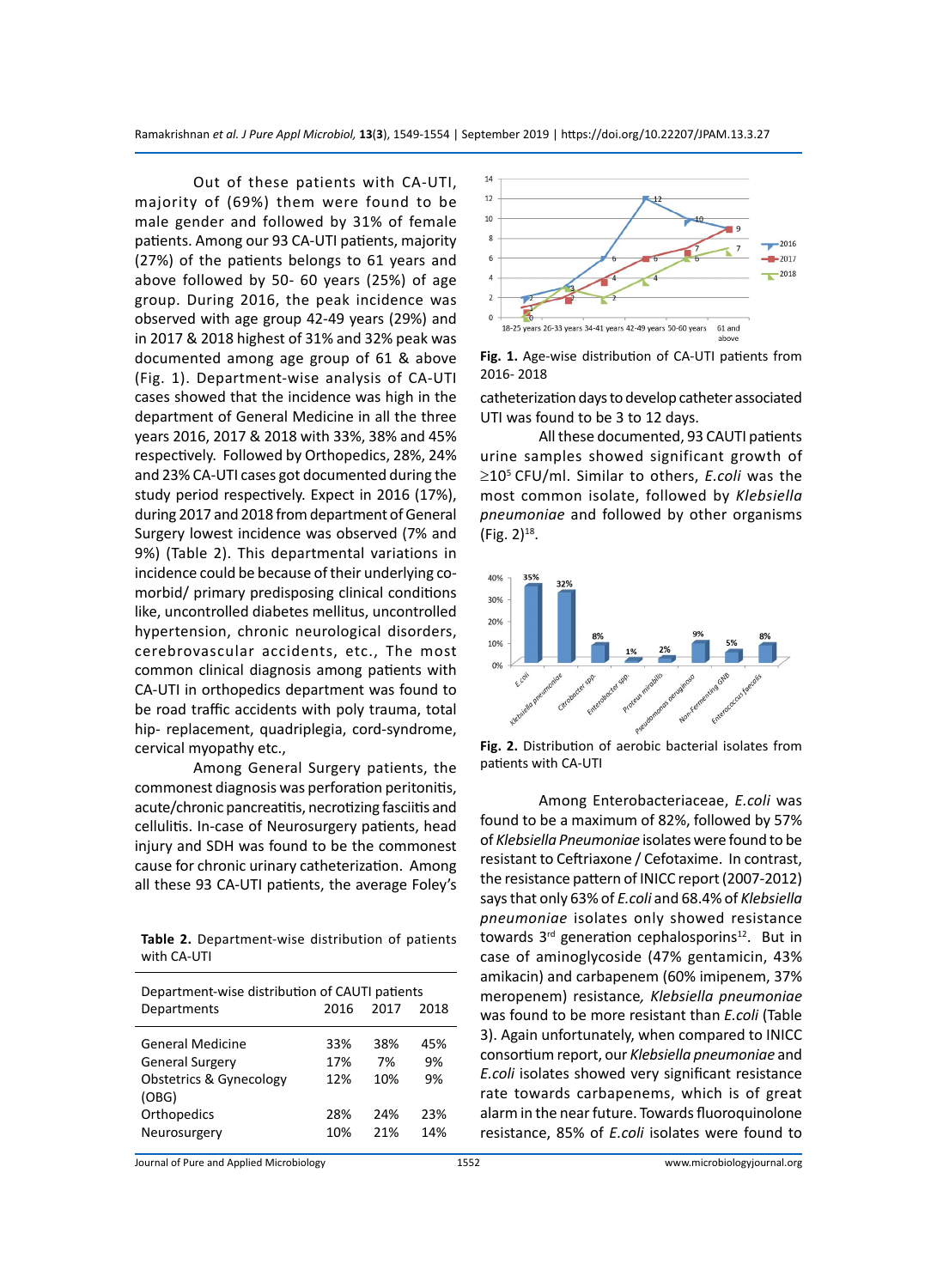Out of these patients with CA-UTI, majority of (69%) them were found to be male gender and followed by 31% of female patients. Among our 93 CA-UTI patients, majority (27%) of the patients belongs to 61 years and above followed by 50- 60 years (25%) of age group. During 2016, the peak incidence was observed with age group 42-49 years (29%) and in 2017 & 2018 highest of 31% and 32% peak was documented among age group of 61 & above (Fig. 1). Department-wise analysis of CA-UTI cases showed that the incidence was high in the department of General Medicine in all the three years 2016, 2017 & 2018 with 33%, 38% and 45% respectively. Followed by Orthopedics, 28%, 24% and 23% CA-UTI cases got documented during the study period respectively. Expect in 2016 (17%), during 2017 and 2018 from department of General Surgery lowest incidence was observed (7% and 9%) (Table 2). This departmental variations in incidence could be because of their underlying co-morbid/ primary predisposing clinical conditions like, uncontrolled diabetes mellitus, uncontrolled hypertension, chronic neurological disorders, cerebrovascular accidents, etc., The most common clinical diagnosis among patients with CA-UTI in orthopedics department was found to be road traffic accidents with poly trauma, total hip- replacement, quadriplegia, cord-syndrome, cervical myopathy etc.,

Among General Surgery patients, the commonest diagnosis was perforation peritonitis, acute/chronic pancreatitis, necrotizing fasciitis and cellulitis. In-case of Neurosurgery patients, head injury and SDH was found to be the commonest cause for chronic urinary catheterization. Among all these 93 CA-UTI patients, the average Foley's

**Table 2.** Department-wise distribution of patients with CA-UTI

| Department-wise distribution of CAUTI patients | | | |
|---|---|---|---|
| Departments | 2016 | 2017 | 2018 |
| General Medicine | 33% | 38% | 45% |
| General Surgery | 17% | 7% | 9% |
| Obstetrics & Gynecology (OBG) | 12% | 10% | 9% |
| Orthopedics | 28% | 24% | 23% |
| Neurosurgery | 10% | 21% | 14% |

**Fig. 1.** Age-wise distribution of CA-UTI patients from 2016- 2018

catheterization days to develop catheter associated UTI was found to be 3 to 12 days.

All these documented, 93 CAUTI patients urine samples showed significant growth of $\geq 10^5$ CFU/ml. Similar to others, *E.coli* was the most common isolate, followed by *Klebsiella pneumoniae* and followed by other organisms (Fig. 2)[18].

**Fig. 2.** Distribution of aerobic bacterial isolates from patients with CA-UTI

Among Enterobacteriaceae, *E.coli* was found to be a maximum of 82%, followed by 57% of *Klebsiella Pneumoniae* isolates were found to be resistant to Ceftriaxone / Cefotaxime. In contrast, the resistance pattern of INICC report (2007-2012) says that only 63% of *E.coli* and 68.4% of *Klebsiella pneumoniae* isolates only showed resistance towards 3rd generation cephalosporins[12]. But in case of aminoglycoside (47% gentamicin, 43% amikacin) and carbapenem (60% imipenem, 37% meropenem) resistance, *Klebsiella pneumoniae* was found to be more resistant than *E.coli* (Table 3). Again unfortunately, when compared to INICC consortium report, our *Klebsiella pneumoniae* and *E.coli* isolates showed very significant resistance rate towards carbapenems, which is of great alarm in the near future. Towards fluoroquinolone resistance, 85% of *E.coli* isolates were found to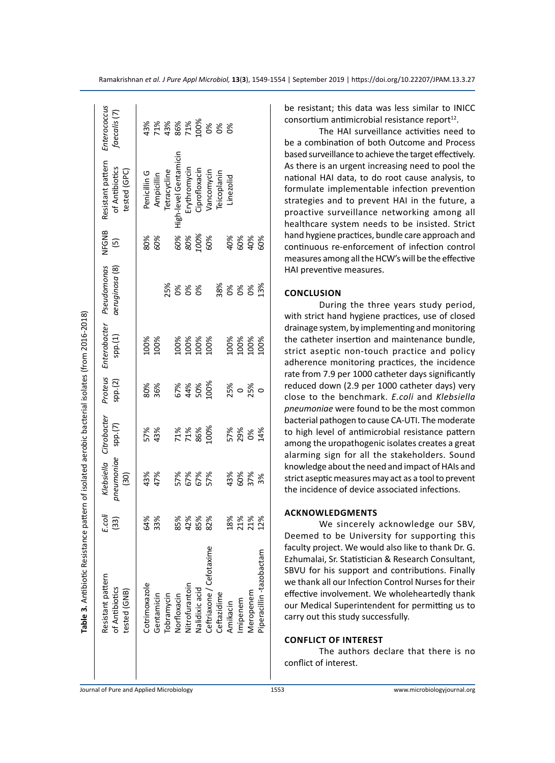**Table 3.** Antibiotic Resistance pattern of isolated aerobic bacterial isolates (from 2016-2018)

| Resistant pattern of Antibiotics tested (GNB) | *E.coli* (33) | *Klebsiella pneumoniae* (30) | *Citrobacter* spp.(7) | *Proteus* spp.(2) | *Enterobacter* spp.(1) | *Pseudomonas aeruginosa* (8) | NFGNB (5) | Resistant pattern of Antibiotics tested (GPC) | *Enterococcus faecalis* (7) |
|---|---|---|---|---|---|---|---|---|---|
| Cotrimoxazole | 64% | 43% | 57% | 80% | 100% | | 80% | Penicillin G | 43% |
| Gentamicin | 33% | 47% | 43% | 36% | 100% | | 60% | Ampicillin | 71% |
| Tobramycin | | | | | | 25% | | Tetracycline | 43% |
| Norfloxacin | 85% | 57% | 71% | 67% | 100% | 0% | 60% | High-level Gentamicin | 86% |
| Nitrofurantoin | 42% | 67% | 71% | 44% | 100% | 0% | 80% | Erythromycin | 71% |
| Nalidixic acid | 85% | 67% | 86% | 50% | 100% | 0% | 100% | Ciprofloxacin | 100% |
| Ceftriaxone / Cefotaxime | 82% | 57% | 100% | 100% | 100% | | 60% | Vancomycin | 0% |
| Ceftazidime | | | | | | 38% | | Teicoplanin | 0% |
| Amikacin | 18% | 43% | 57% | 25% | 100% | 0% | 40% | Linezolid | 0% |
| Imipenem | 21% | 60% | 29% | 0 | 100% | 0% | 60% | | |
| Meropenem | 21% | 37% | 0% | 25% | 100% | 0% | 40% | | |
| Piperacillin -tazobactam | 12% | 3% | 14% | 0 | 100% | 13% | 60% | | |

be resistant; this data was less similar to INICC consortium antimicrobial resistance report[12].

The HAI surveillance activities need to be a combination of both Outcome and Process based surveillance to achieve the target effectively. As there is an urgent increasing need to pool the national HAI data, to do root cause analysis, to formulate implementable infection prevention strategies and to prevent HAI in the future, a proactive surveillance networking among all healthcare system needs to be insisted. Strict hand hygiene practices, bundle care approach and continuous re-enforcement of infection control measures among all the HCW's will be the effective HAI preventive measures.

## CONCLUSION

During the three years study period, with strict hand hygiene practices, use of closed drainage system, by implementing and monitoring the catheter insertion and maintenance bundle, strict aseptic non-touch practice and policy adherence monitoring practices, the incidence rate from 7.9 per 1000 catheter days significantly reduced down (2.9 per 1000 catheter days) very close to the benchmark. *E.coli* and *Klebsiella pneumoniae* were found to be the most common bacterial pathogen to cause CA-UTI. The moderate to high level of antimicrobial resistance pattern among the uropathogenic isolates creates a great alarming sign for all the stakeholders. Sound knowledge about the need and impact of HAIs and strict aseptic measures may act as a tool to prevent the incidence of device associated infections.

## ACKNOWLEDGMENTS

We sincerely acknowledge our SBV, Deemed to be University for supporting this faculty project. We would also like to thank Dr. G. Ezhumalai, Sr. Statistician & Research Consultant, SBVU for his support and contributions. Finally we thank all our Infection Control Nurses for their effective involvement. We wholeheartedly thank our Medical Superintendent for permitting us to carry out this study successfully.

## CONFLICT OF INTEREST

The authors declare that there is no conflict of interest.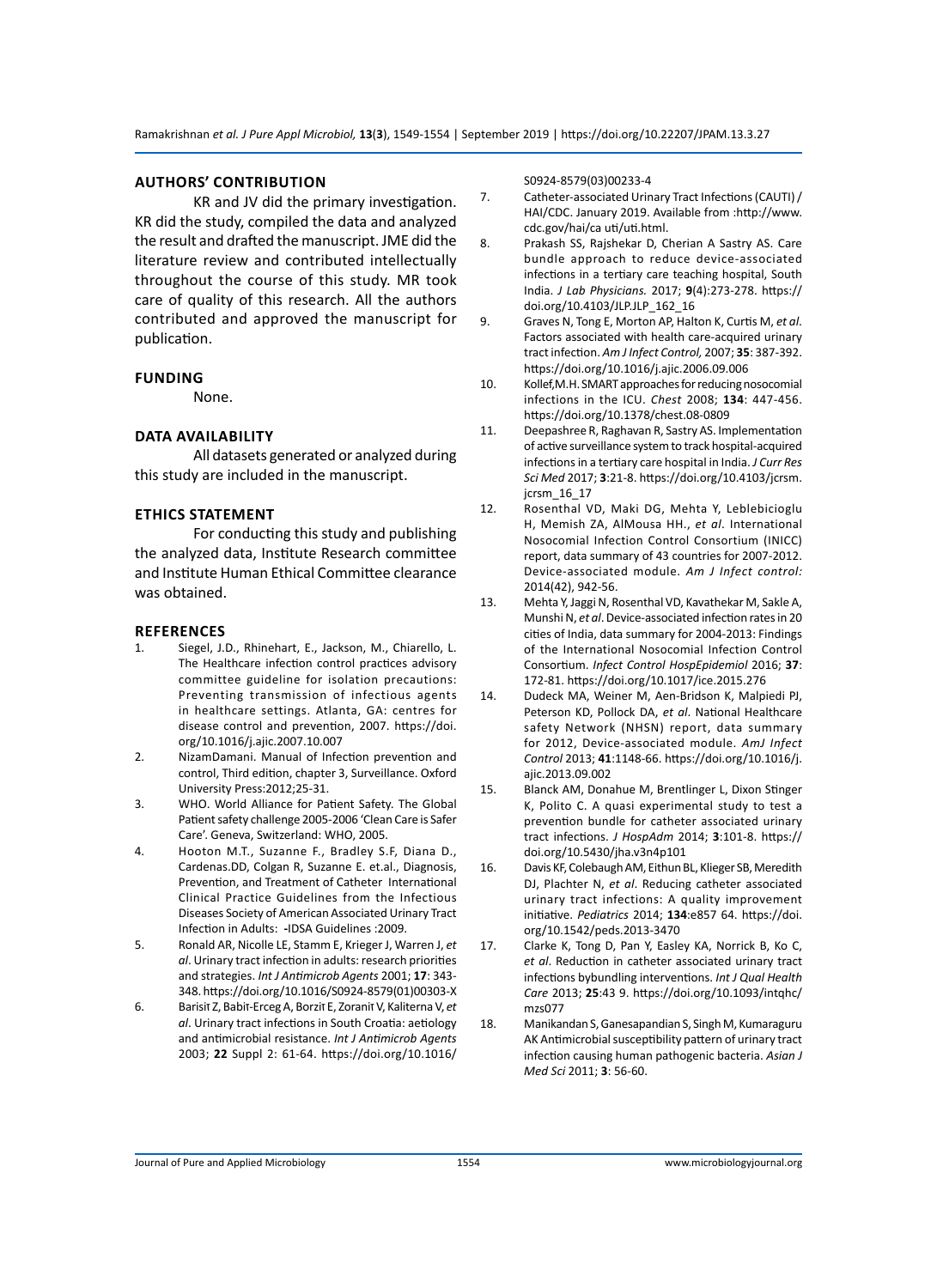## AUTHORS' CONTRIBUTION

KR and JV did the primary investigation. KR did the study, compiled the data and analyzed the result and drafted the manuscript. JME did the literature review and contributed intellectually throughout the course of this study. MR took care of quality of this research. All the authors contributed and approved the manuscript for publication.

## FUNDING

None.

## DATA AVAILABILITY

All datasets generated or analyzed during this study are included in the manuscript.

## ETHICS STATEMENT

For conducting this study and publishing the analyzed data, Institute Research committee and Institute Human Ethical Committee clearance was obtained.

## REFERENCES

1. Siegel, J.D., Rhinehart, E., Jackson, M., Chiarello, L. The Healthcare infection control practices advisory committee guideline for isolation precautions: Preventing transmission of infectious agents in healthcare settings. Atlanta, GA: centres for disease control and prevention, 2007. https://doi.org/10.1016/j.ajic.2007.10.007
2. NizamDamani. Manual of Infection prevention and control, Third edition, chapter 3, Surveillance. Oxford University Press:2012;25-31.
3. WHO. World Alliance for Patient Safety. The Global Patient safety challenge 2005-2006 'Clean Care is Safer Care'. Geneva, Switzerland: WHO, 2005.
4. Hooton M.T., Suzanne F., Bradley S.F, Diana D., Cardenas.DD, Colgan R, Suzanne E. et.al., Diagnosis, Prevention, and Treatment of Catheter International Clinical Practice Guidelines from the Infectious Diseases Society of American Associated Urinary Tract Infection in Adults: -IDSA Guidelines :2009.
5. Ronald AR, Nicolle LE, Stamm E, Krieger J, Warren J, *et al*. Urinary tract infection in adults: research priorities and strategies. *Int J Antimicrob Agents* 2001; **17**: 343-348. https://doi.org/10.1016/S0924-8579(01)00303-X
6. Barisit Z, Babit-Erceg A, Borzit E, Zoranit V, Kaliterna V, *et al*. Urinary tract infections in South Croatia: aetiology and antimicrobial resistance. *Int J Antimicrob Agents* 2003; **22** Suppl 2: 61-64. https://doi.org/10.1016/S0924-8579(03)00233-4
7. Catheter-associated Urinary Tract Infections (CAUTI) / HAI/CDC. January 2019. Available from :http://www.cdc.gov/hai/ca uti/uti.html.
8. Prakash SS, Rajshekar D, Cherian A Sastry AS. Care bundle approach to reduce device-associated infections in a tertiary care teaching hospital, South India. *J Lab Physicians.* 2017; **9**(4):273-278. https://doi.org/10.4103/JLP.JLP_162_16
9. Graves N, Tong E, Morton AP, Halton K, Curtis M, *et al*. Factors associated with health care-acquired urinary tract infection. *Am J Infect Control,* 2007; **35**: 387-392. https://doi.org/10.1016/j.ajic.2006.09.006
10. Kollef,M.H. SMART approaches for reducing nosocomial infections in the ICU. *Chest* 2008; **134**: 447-456. https://doi.org/10.1378/chest.08-0809
11. Deepashree R, Raghavan R, Sastry AS. Implementation of active surveillance system to track hospital-acquired infections in a tertiary care hospital in India. *J Curr Res Sci Med* 2017; **3**:21-8. https://doi.org/10.4103/jcrsm.jcrsm_16_17
12. Rosenthal VD, Maki DG, Mehta Y, Leblebicioglu H, Memish ZA, AlMousa HH., *et al*. International Nosocomial Infection Control Consortium (INICC) report, data summary of 43 countries for 2007-2012. Device-associated module. *Am J Infect control:* 2014(42), 942-56.
13. Mehta Y, Jaggi N, Rosenthal VD, Kavathekar M, Sakle A, Munshi N, *et al*. Device-associated infection rates in 20 cities of India, data summary for 2004-2013: Findings of the International Nosocomial Infection Control Consortium. *Infect Control HospEpidemiol* 2016; **37**: 172-81. https://doi.org/10.1017/ice.2015.276
14. Dudeck MA, Weiner M, Aen-Bridson K, Malpiedi PJ, Peterson KD, Pollock DA, *et al*. National Healthcare safety Network (NHSN) report, data summary for 2012, Device-associated module. *AmJ Infect Control* 2013; **41**:1148-66. https://doi.org/10.1016/j.ajic.2013.09.002
15. Blanck AM, Donahue M, Brentlinger L, Dixon Stinger K, Polito C. A quasi experimental study to test a prevention bundle for catheter associated urinary tract infections. *J HospAdm* 2014; **3**:101-8. https://doi.org/10.5430/jha.v3n4p101
16. Davis KF, Colebaugh AM, Eithun BL, Klieger SB, Meredith DJ, Plachter N, *et al*. Reducing catheter associated urinary tract infections: A quality improvement initiative. *Pediatrics* 2014; **134**:e857 64. https://doi.org/10.1542/peds.2013-3470
17. Clarke K, Tong D, Pan Y, Easley KA, Norrick B, Ko C, *et al*. Reduction in catheter associated urinary tract infections bybundling interventions. *Int J Qual Health Care* 2013; **25**:43 9. https://doi.org/10.1093/intqhc/mzs077
18. Manikandan S, Ganesapandian S, Singh M, Kumaraguru AK Antimicrobial susceptibility pattern of urinary tract infection causing human pathogenic bacteria. *Asian J Med Sci* 2011; **3**: 56-60.